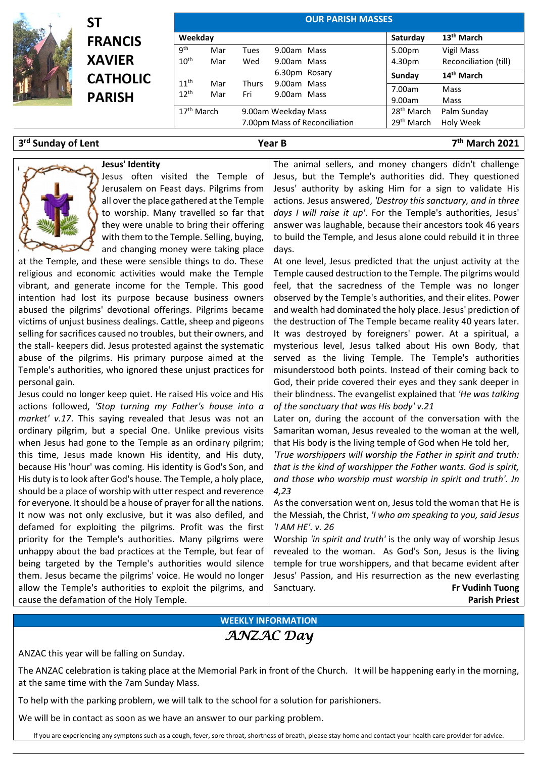# ST FRANCIS XAVIER CATHOLIC PARISH

## OUR PARISH MASSES

| Weekday | | | | Saturday | 13th March |
|---|---|---|---|---|---|
| 9th | Mar | Tues | 9.00am Mass | 5.00pm | Vigil Mass |
| 10th | Mar | Wed | 9.00am Mass | 4.30pm | Reconciliation (till) |
| | | | 6.30pm Rosary | **Sunday** | **14th March** |
| 11th | Mar | Thurs | 9.00am Mass | 7.00am | Mass |
| 12th | Mar | Fri | 9.00am Mass | 9.00am | Mass |
| 17th March | | 9.00am Weekday Mass | | 28th March | Palm Sunday |
| | | 7.00pm Mass of Reconciliation | | 29th March | Holy Week |

**3rd Sunday of Lent — Year B — 7th March 2021**

### Jesus' Identity

Jesus often visited the Temple of Jerusalem on Feast days. Pilgrims from all over the place gathered at the Temple to worship. Many travelled so far that they were unable to bring their offering with them to the Temple. Selling, buying, and changing money were taking place at the Temple, and these were sensible things to do. These religious and economic activities would make the Temple vibrant, and generate income for the Temple. This good intention had lost its purpose because business owners abused the pilgrims' devotional offerings. Pilgrims became victims of unjust business dealings. Cattle, sheep and pigeons selling for sacrifices caused no troubles, but their owners, and the stall- keepers did. Jesus protested against the systematic abuse of the pilgrims. His primary purpose aimed at the Temple's authorities, who ignored these unjust practices for personal gain.

Jesus could no longer keep quiet. He raised His voice and His actions followed, *'Stop turning my Father's house into a market' v.17*. This saying revealed that Jesus was not an ordinary pilgrim, but a special One. Unlike previous visits when Jesus had gone to the Temple as an ordinary pilgrim; this time, Jesus made known His identity, and His duty, because His 'hour' was coming. His identity is God's Son, and His duty is to look after God's house. The Temple, a holy place, should be a place of worship with utter respect and reverence for everyone. It should be a house of prayer for all the nations. It now was not only exclusive, but it was also defiled, and defamed for exploiting the pilgrims. Profit was the first priority for the Temple's authorities. Many pilgrims were unhappy about the bad practices at the Temple, but fear of being targeted by the Temple's authorities would silence them. Jesus became the pilgrims' voice. He would no longer allow the Temple's authorities to exploit the pilgrims, and cause the defamation of the Holy Temple.

The animal sellers, and money changers didn't challenge Jesus, but the Temple's authorities did. They questioned Jesus' authority by asking Him for a sign to validate His actions. Jesus answered, *'Destroy this sanctuary, and in three days I will raise it up'*. For the Temple's authorities, Jesus' answer was laughable, because their ancestors took 46 years to build the Temple, and Jesus alone could rebuild it in three days.

At one level, Jesus predicted that the unjust activity at the Temple caused destruction to the Temple. The pilgrims would feel, that the sacredness of the Temple was no longer observed by the Temple's authorities, and their elites. Power and wealth had dominated the holy place. Jesus' prediction of the destruction of The Temple became reality 40 years later. It was destroyed by foreigners' power. At a spiritual, a mysterious level, Jesus talked about His own Body, that served as the living Temple. The Temple's authorities misunderstood both points. Instead of their coming back to God, their pride covered their eyes and they sank deeper in their blindness. The evangelist explained that *'He was talking of the sanctuary that was His body' v.21*

Later on, during the account of the conversation with the Samaritan woman, Jesus revealed to the woman at the well, that His body is the living temple of God when He told her, *'True worshippers will worship the Father in spirit and truth: that is the kind of worshipper the Father wants. God is spirit, and those who worship must worship in spirit and truth'. Jn 4,23*

As the conversation went on, Jesus told the woman that He is the Messiah, the Christ, *'I who am speaking to you, said Jesus 'I AM HE'. v. 26*

Worship *'in spirit and truth'* is the only way of worship Jesus revealed to the woman. As God's Son, Jesus is the living temple for true worshippers, and that became evident after Jesus' Passion, and His resurrection as the new everlasting Sanctuary.

**Fr Vudinh Tuong**
**Parish Priest**

## WEEKLY INFORMATION

### *ANZAC Day*

ANZAC this year will be falling on Sunday.

The ANZAC celebration is taking place at the Memorial Park in front of the Church. It will be happening early in the morning, at the same time with the 7am Sunday Mass.

To help with the parking problem, we will talk to the school for a solution for parishioners.

We will be in contact as soon as we have an answer to our parking problem.

If you are experiencing any symptons such as a cough, fever, sore throat, shortness of breath, please stay home and contact your health care provider for advice.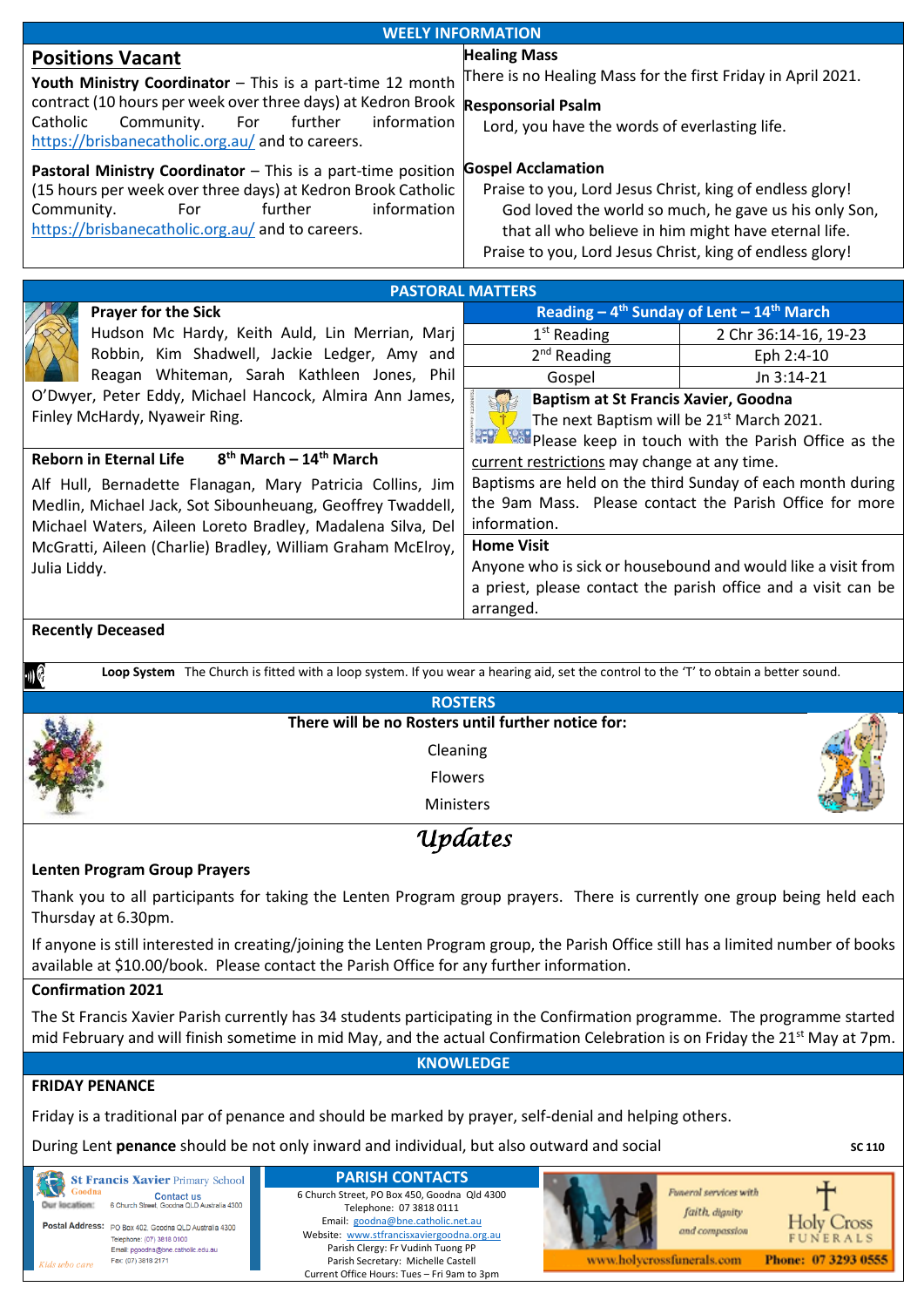## WEELY INFORMATION

### Positions Vacant

**Youth Ministry Coordinator** – This is a part-time 12 month contract (10 hours per week over three days) at Kedron Brook Catholic Community. For further information https://brisbanecatholic.org.au/ and to careers.

**Pastoral Ministry Coordinator** – This is a part-time position (15 hours per week over three days) at Kedron Brook Catholic Community. For further information https://brisbanecatholic.org.au/ and to careers.

**Healing Mass**

There is no Healing Mass for the first Friday in April 2021.

**Responsorial Psalm**

Lord, you have the words of everlasting life.

**Gospel Acclamation**

Praise to you, Lord Jesus Christ, king of endless glory!
God loved the world so much, he gave us his only Son, that all who believe in him might have eternal life.
Praise to you, Lord Jesus Christ, king of endless glory!

## PASTORAL MATTERS

**Prayer for the Sick**

Hudson Mc Hardy, Keith Auld, Lin Merrian, Marj Robbin, Kim Shadwell, Jackie Ledger, Amy and Reagan Whiteman, Sarah Kathleen Jones, Phil O'Dwyer, Peter Eddy, Michael Hancock, Almira Ann James, Finley McHardy, Nyaweir Ring.

**Reborn in Eternal Life 8th March – 14th March**

Alf Hull, Bernadette Flanagan, Mary Patricia Collins, Jim Medlin, Michael Jack, Sot Sibounheuang, Geoffrey Twaddell, Michael Waters, Aileen Loreto Bradley, Madalena Silva, Del McGratti, Aileen (Charlie) Bradley, William Graham McElroy, Julia Liddy.

**Reading – 4th Sunday of Lent – 14th March**

| | |
|---|---|
| 1st Reading | 2 Chr 36:14-16, 19-23 |
| 2nd Reading | Eph 2:4-10 |
| Gospel | Jn 3:14-21 |

**Baptism at St Francis Xavier, Goodna**

The next Baptism will be 21st March 2021.

Please keep in touch with the Parish Office as the current restrictions may change at any time.

Baptisms are held on the third Sunday of each month during the 9am Mass. Please contact the Parish Office for more information.

**Home Visit**

Anyone who is sick or housebound and would like a visit from a priest, please contact the parish office and a visit can be arranged.

**Recently Deceased**

**Loop System** The Church is fitted with a loop system. If you wear a hearing aid, set the control to the 'T' to obtain a better sound.

## ROSTERS

**There will be no Rosters until further notice for:**

Cleaning

Flowers

Ministers

## *Updates*

**Lenten Program Group Prayers**

Thank you to all participants for taking the Lenten Program group prayers. There is currently one group being held each Thursday at 6.30pm.

If anyone is still interested in creating/joining the Lenten Program group, the Parish Office still has a limited number of books available at $10.00/book. Please contact the Parish Office for any further information.

**Confirmation 2021**

The St Francis Xavier Parish currently has 34 students participating in the Confirmation programme. The programme started mid February and will finish sometime in mid May, and the actual Confirmation Celebration is on Friday the 21st May at 7pm.

## KNOWLEDGE

**FRIDAY PENANCE**

Friday is a traditional par of penance and should be marked by prayer, self-denial and helping others.

During Lent **penance** should be not only inward and individual, but also outward and social **SC 110**

**St Francis Xavier Primary School Goodna**

Contact us
Our location: 6 Church Street, Goodna QLD Australia 4300
Postal Address: PO Box 402, Goodna QLD Australia 4300
Telephone: (07) 3818 0100
Email: pgoodna@bne.catholic.edu.au
Fax: (07) 3818 2171
Kids who care

**PARISH CONTACTS**

6 Church Street, PO Box 450, Goodna Qld 4300
Telephone: 07 3818 0111
Email: goodna@bne.catholic.net.au
Website: www.stfrancisxaviergoodna.org.au
Parish Clergy: Fr Vudinh Tuong PP
Parish Secretary: Michelle Castell
Current Office Hours: Tues – Fri 9am to 3pm

Funeral services with faith, dignity and compassion
Holy Cross FUNERALS
www.holycrossfunerals.com Phone: 07 3293 0555